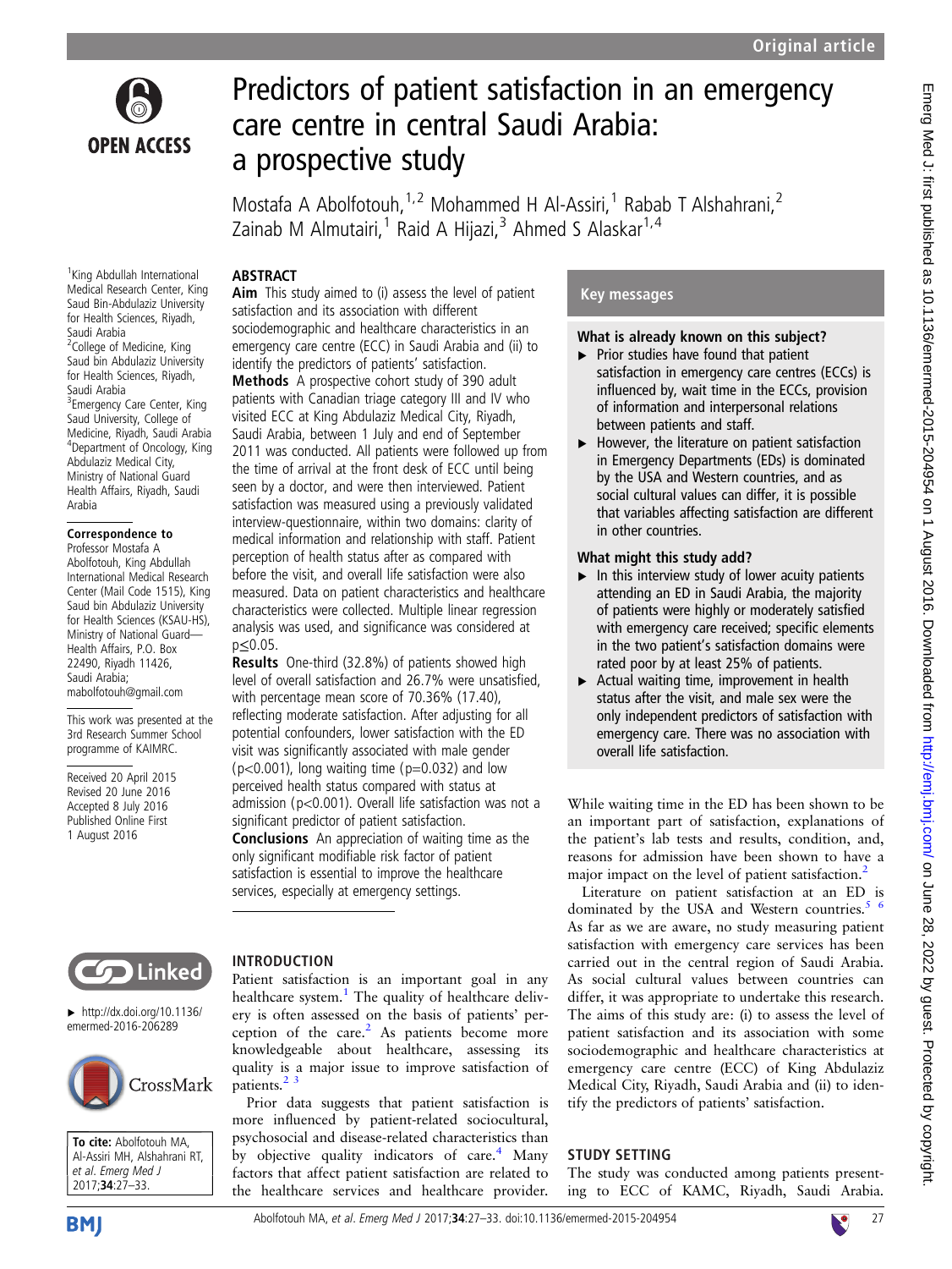# Predictors of patient satisfaction in an emergency care centre in central Saudi Arabia: a prospective study

Mostafa A Abolfotouh,[1,2] Mohammed H Al-Assiri,[1] Rabab T Alshahrani,[2] Zainab M Almutairi,[1] Raid A Hijazi,[3] Ahmed S Alaskar[1,4]

[1]King Abdullah International Medical Research Center, King Saud Bin-Abdulaziz University for Health Sciences, Riyadh, Saudi Arabia
[2]College of Medicine, King Saud bin Abdulaziz University for Health Sciences, Riyadh, Saudi Arabia
[3]Emergency Care Center, King Saud University, College of Medicine, Riyadh, Saudi Arabia
[4]Department of Oncology, King Abdulaziz Medical City, Ministry of National Guard Health Affairs, Riyadh, Saudi Arabia

**Correspondence to**
Professor Mostafa A Abolfotouh, King Abdullah International Medical Research Center (Mail Code 1515), King Saud bin Abdulaziz University for Health Sciences (KSAU-HS), Ministry of National Guard—Health Affairs, P.O. Box 22490, Riyadh 11426, Saudi Arabia; mabolfotouh@gmail.com

This work was presented at the 3rd Research Summer School programme of KAIMRC.

Received 20 April 2015
Revised 20 June 2016
Accepted 8 July 2016
Published Online First 1 August 2016

▸ http://dx.doi.org/10.1136/emermed-2016-206289

**To cite:** Abolfotouh MA, Al-Assiri MH, Alshahrani RT, *et al. Emerg Med J* 2017;**34**:27–33.

## ABSTRACT

**Aim** This study aimed to (i) assess the level of patient satisfaction and its association with different sociodemographic and healthcare characteristics in an emergency care centre (ECC) in Saudi Arabia and (ii) to identify the predictors of patients' satisfaction.

**Methods** A prospective cohort study of 390 adult patients with Canadian triage category III and IV who visited ECC at King Abdulaziz Medical City, Riyadh, Saudi Arabia, between 1 July and end of September 2011 was conducted. All patients were followed up from the time of arrival at the front desk of ECC until being seen by a doctor, and were then interviewed. Patient satisfaction was measured using a previously validated interview-questionnaire, within two domains: clarity of medical information and relationship with staff. Patient perception of health status after as compared with before the visit, and overall life satisfaction were also measured. Data on patient characteristics and healthcare characteristics were collected. Multiple linear regression analysis was used, and significance was considered at $p \leq 0.05$.

**Results** One-third (32.8%) of patients showed high level of overall satisfaction and 26.7% were unsatisfied, with percentage mean score of 70.36% (17.40), reflecting moderate satisfaction. After adjusting for all potential confounders, lower satisfaction with the ED visit was significantly associated with male gender ($p<0.001$), long waiting time ($p=0.032$) and low perceived health status compared with status at admission ($p<0.001$). Overall life satisfaction was not a significant predictor of patient satisfaction.

**Conclusions** An appreciation of waiting time as the only significant modifiable risk factor of patient satisfaction is essential to improve the healthcare services, especially at emergency settings.

## Key messages

### What is already known on this subject?

- ▸ Prior studies have found that patient satisfaction in emergency care centres (ECCs) is influenced by, wait time in the ECCs, provision of information and interpersonal relations between patients and staff.
- ▸ However, the literature on patient satisfaction in Emergency Departments (EDs) is dominated by the USA and Western countries, and as social cultural values can differ, it is possible that variables affecting satisfaction are different in other countries.

### What might this study add?

- ▸ In this interview study of lower acuity patients attending an ED in Saudi Arabia, the majority of patients were highly or moderately satisfied with emergency care received; specific elements in the two patient's satisfaction domains were rated poor by at least 25% of patients.
- ▸ Actual waiting time, improvement in health status after the visit, and male sex were the only independent predictors of satisfaction with emergency care. There was no association with overall life satisfaction.

## INTRODUCTION

Patient satisfaction is an important goal in any healthcare system.[1] The quality of healthcare delivery is often assessed on the basis of patients' perception of the care.[2] As patients become more knowledgeable about healthcare, assessing its quality is a major issue to improve satisfaction of patients.[2,3]

Prior data suggests that patient satisfaction is more influenced by patient-related sociocultural, psychosocial and disease-related characteristics than by objective quality indicators of care.[4] Many factors that affect patient satisfaction are related to the healthcare services and healthcare provider. While waiting time in the ED has been shown to be an important part of satisfaction, explanations of the patient's lab tests and results, condition, and, reasons for admission have been shown to have a major impact on the level of patient satisfaction.[2]

Literature on patient satisfaction at an ED is dominated by the USA and Western countries.[5,6] As far as we are aware, no study measuring patient satisfaction with emergency care services has been carried out in the central region of Saudi Arabia. As social cultural values between countries can differ, it was appropriate to undertake this research. The aims of this study are: (i) to assess the level of patient satisfaction and its association with some sociodemographic and healthcare characteristics at emergency care centre (ECC) of King Abdulaziz Medical City, Riyadh, Saudi Arabia and (ii) to identify the predictors of patients' satisfaction.

## STUDY SETTING

The study was conducted among patients presenting to ECC of KAMC, Riyadh, Saudi Arabia.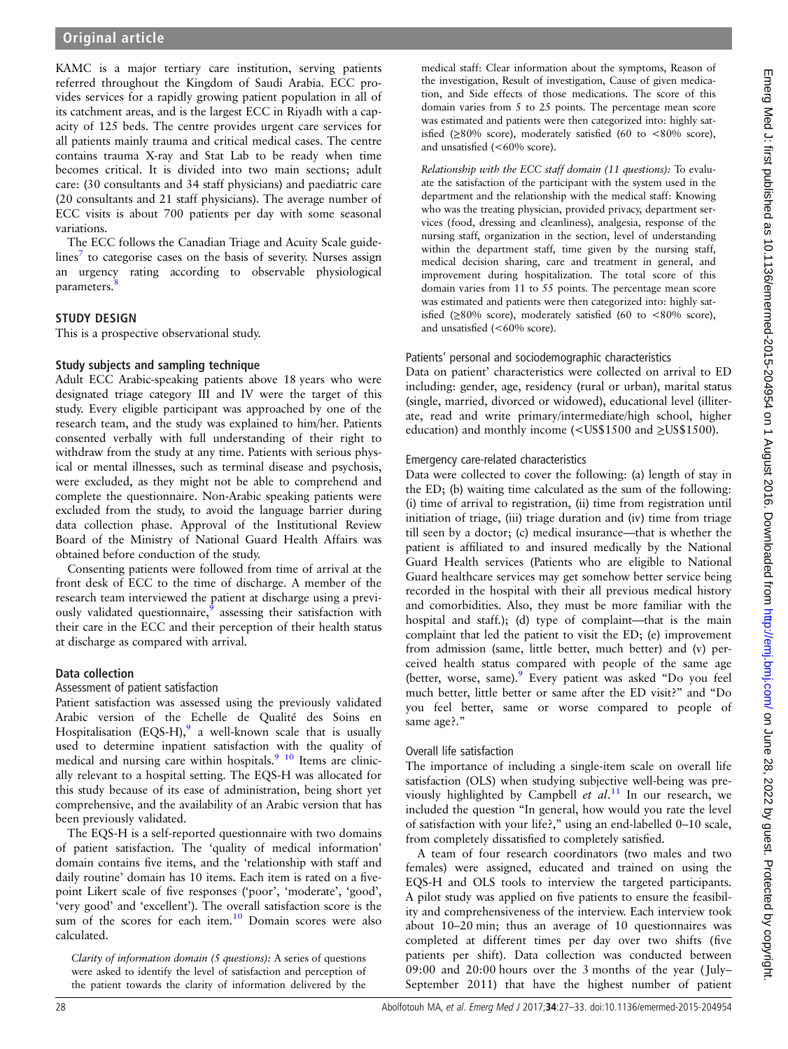KAMC is a major tertiary care institution, serving patients referred throughout the Kingdom of Saudi Arabia. ECC provides services for a rapidly growing patient population in all of its catchment areas, and is the largest ECC in Riyadh with a capacity of 125 beds. The centre provides urgent care services for all patients mainly trauma and critical medical cases. The centre contains trauma X-ray and Stat Lab to be ready when time becomes critical. It is divided into two main sections; adult care: (30 consultants and 34 staff physicians) and paediatric care (20 consultants and 21 staff physicians). The average number of ECC visits is about 700 patients per day with some seasonal variations.

The ECC follows the Canadian Triage and Acuity Scale guidelines[7] to categorise cases on the basis of severity. Nurses assign an urgency rating according to observable physiological parameters.[8]

## STUDY DESIGN

This is a prospective observational study.

### Study subjects and sampling technique

Adult ECC Arabic-speaking patients above 18 years who were designated triage category III and IV were the target of this study. Every eligible participant was approached by one of the research team, and the study was explained to him/her. Patients consented verbally with full understanding of their right to withdraw from the study at any time. Patients with serious physical or mental illnesses, such as terminal disease and psychosis, were excluded, as they might not be able to comprehend and complete the questionnaire. Non-Arabic speaking patients were excluded from the study, to avoid the language barrier during data collection phase. Approval of the Institutional Review Board of the Ministry of National Guard Health Affairs was obtained before conduction of the study.

Consenting patients were followed from time of arrival at the front desk of ECC to the time of discharge. A member of the research team interviewed the patient at discharge using a previously validated questionnaire,[9] assessing their satisfaction with their care in the ECC and their perception of their health status at discharge as compared with arrival.

### Data collection

#### Assessment of patient satisfaction

Patient satisfaction was assessed using the previously validated Arabic version of the Echelle de Qualité des Soins en Hospitalisation (EQS-H),[9] a well-known scale that is usually used to determine inpatient satisfaction with the quality of medical and nursing care within hospitals.[9,10] Items are clinically relevant to a hospital setting. The EQS-H was allocated for this study because of its ease of administration, being short yet comprehensive, and the availability of an Arabic version that has been previously validated.

The EQS-H is a self-reported questionnaire with two domains of patient satisfaction. The 'quality of medical information' domain contains five items, and the 'relationship with staff and daily routine' domain has 10 items. Each item is rated on a five-point Likert scale of five responses ('poor', 'moderate', 'good', 'very good' and 'excellent'). The overall satisfaction score is the sum of the scores for each item.[10] Domain scores were also calculated.

*Clarity of information domain (5 questions):* A series of questions were asked to identify the level of satisfaction and perception of the patient towards the clarity of information delivered by the medical staff: Clear information about the symptoms, Reason of the investigation, Result of investigation, Cause of given medication, and Side effects of those medications. The score of this domain varies from 5 to 25 points. The percentage mean score was estimated and patients were then categorized into: highly satisfied (≥80% score), moderately satisfied (60 to <80% score), and unsatisfied (<60% score).

*Relationship with the ECC staff domain (11 questions):* To evaluate the satisfaction of the participant with the system used in the department and the relationship with the medical staff: Knowing who was the treating physician, provided privacy, department services (food, dressing and cleanliness), analgesia, response of the nursing staff, organization in the section, level of understanding within the department staff, time given by the nursing staff, medical decision sharing, care and treatment in general, and improvement during hospitalization. The total score of this domain varies from 11 to 55 points. The percentage mean score was estimated and patients were then categorized into: highly satisfied (≥80% score), moderately satisfied (60 to <80% score), and unsatisfied (<60% score).

#### Patients' personal and sociodemographic characteristics

Data on patient' characteristics were collected on arrival to ED including: gender, age, residency (rural or urban), marital status (single, married, divorced or widowed), educational level (illiterate, read and write primary/intermediate/high school, higher education) and monthly income (<US\$1500 and ≥US\$1500).

#### Emergency care-related characteristics

Data were collected to cover the following: (a) length of stay in the ED; (b) waiting time calculated as the sum of the following: (i) time of arrival to registration, (ii) time from registration until initiation of triage, (iii) triage duration and (iv) time from triage till seen by a doctor; (c) medical insurance—that is whether the patient is affiliated to and insured medically by the National Guard Health services (Patients who are eligible to National Guard healthcare services may get somehow better service being recorded in the hospital with their all previous medical history and comorbidities. Also, they must be more familiar with the hospital and staff.); (d) type of complaint—that is the main complaint that led the patient to visit the ED; (e) improvement from admission (same, little better, much better) and (v) perceived health status compared with people of the same age (better, worse, same).[9] Every patient was asked "Do you feel much better, little better or same after the ED visit?" and "Do you feel better, same or worse compared to people of same age?."

#### Overall life satisfaction

The importance of including a single-item scale on overall life satisfaction (OLS) when studying subjective well-being was previously highlighted by Campbell *et al*.[11] In our research, we included the question "In general, how would you rate the level of satisfaction with your life?," using an end-labelled 0–10 scale, from completely dissatisfied to completely satisfied.

A team of four research coordinators (two males and two females) were assigned, educated and trained on using the EQS-H and OLS tools to interview the targeted participants. A pilot study was applied on five patients to ensure the feasibility and comprehensiveness of the interview. Each interview took about 10–20 min; thus an average of 10 questionnaires was completed at different times per day over two shifts (five patients per shift). Data collection was conducted between 09:00 and 20:00 hours over the 3 months of the year (July–September 2011) that have the highest number of patient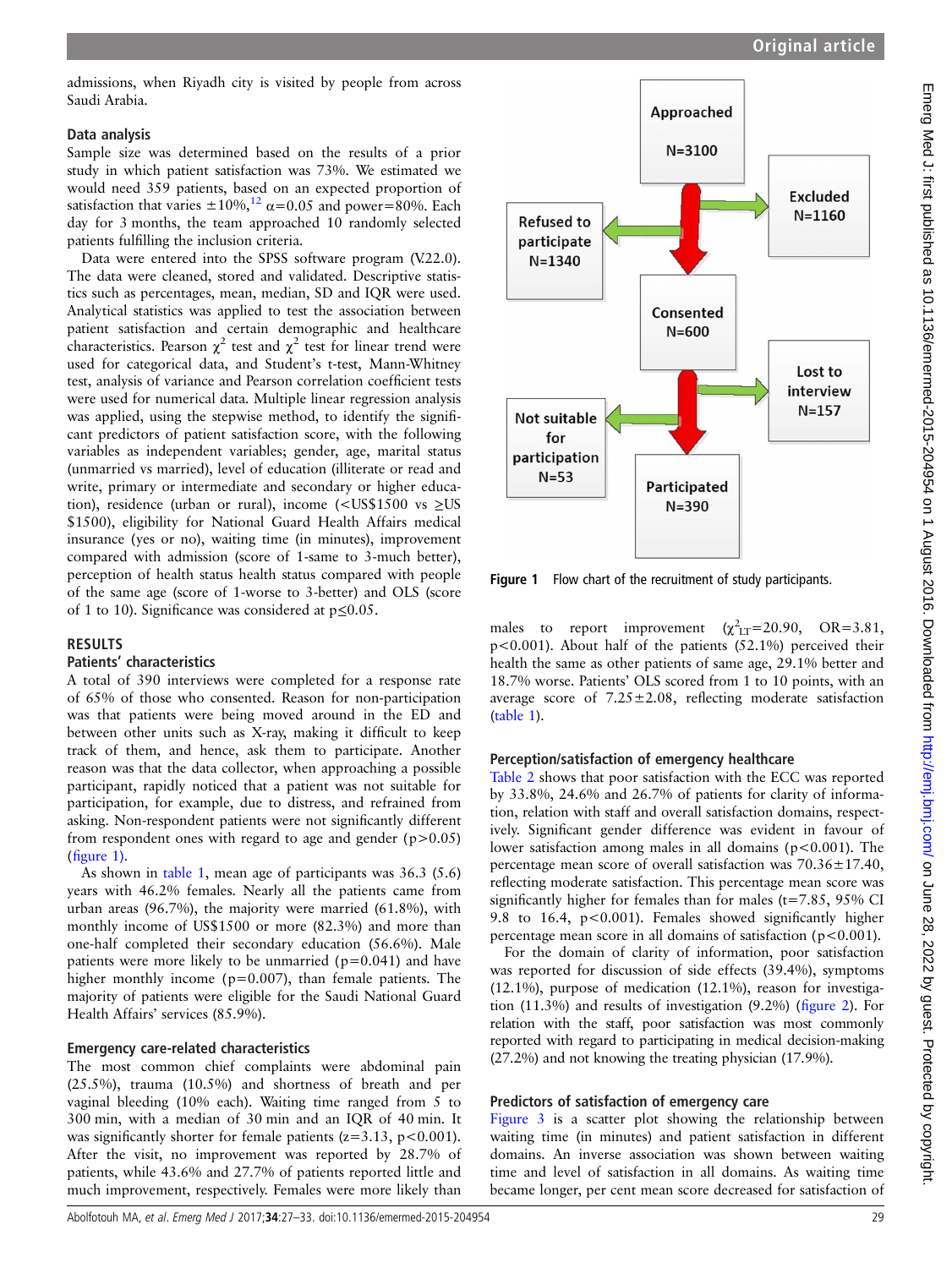admissions, when Riyadh city is visited by people from across Saudi Arabia.

### Data analysis

Sample size was determined based on the results of a prior study in which patient satisfaction was 73%. We estimated we would need 359 patients, based on an expected proportion of satisfaction that varies ±10%,[12] $\alpha=0.05$ and power=80%. Each day for 3 months, the team approached 10 randomly selected patients fulfilling the inclusion criteria.

Data were entered into the SPSS software program (V.22.0). The data were cleaned, stored and validated. Descriptive statistics such as percentages, mean, median, SD and IQR were used. Analytical statistics was applied to test the association between patient satisfaction and certain demographic and healthcare characteristics. Pearson $\chi^2$ test and $\chi^2$ test for linear trend were used for categorical data, and Student's t-test, Mann-Whitney test, analysis of variance and Pearson correlation coefficient tests were used for numerical data. Multiple linear regression analysis was applied, using the stepwise method, to identify the significant predictors of patient satisfaction score, with the following variables as independent variables; gender, age, marital status (unmarried vs married), level of education (illiterate or read and write, primary or intermediate and secondary or higher education), residence (urban or rural), income (<US\$1500 vs ≥US \$1500), eligibility for National Guard Health Affairs medical insurance (yes or no), waiting time (in minutes), improvement compared with admission (score of 1-same to 3-much better), perception of health status health status compared with people of the same age (score of 1-worse to 3-better) and OLS (score of 1 to 10). Significance was considered at $p\leq0.05$.

## RESULTS

### Patients' characteristics

A total of 390 interviews were completed for a response rate of 65% of those who consented. Reason for non-participation was that patients were being moved around in the ED and between other units such as X-ray, making it difficult to keep track of them, and hence, ask them to participate. Another reason was that the data collector, when approaching a possible participant, rapidly noticed that a patient was not suitable for participation, for example, due to distress, and refrained from asking. Non-respondent patients were not significantly different from respondent ones with regard to age and gender ($p>0.05$) (figure 1).

As shown in table 1, mean age of participants was 36.3 (5.6) years with 46.2% females. Nearly all the patients came from urban areas (96.7%), the majority were married (61.8%), with monthly income of US\$1500 or more (82.3%) and more than one-half completed their secondary education (56.6%). Male patients were more likely to be unmarried ($p=0.041$) and have higher monthly income ($p=0.007$), than female patients. The majority of patients were eligible for the Saudi National Guard Health Affairs' services (85.9%).

### Emergency care-related characteristics

The most common chief complaints were abdominal pain (25.5%), trauma (10.5%) and shortness of breath and per vaginal bleeding (10% each). Waiting time ranged from 5 to 300 min, with a median of 30 min and an IQR of 40 min. It was significantly shorter for female patients ($z=3.13$, $p<0.001$). After the visit, no improvement was reported by 28.7% of patients, while 43.6% and 27.7% of patients reported little and much improvement, respectively. Females were more likely than

Approached N=3100 → Excluded N=1160; Refused to participate N=1340; Consented N=600 → Lost to interview N=157; Not suitable for participation N=53; Participated N=390

Figure 1 Flow chart of the recruitment of study participants.

males to report improvement ($\chi^2_{LT}=20.90$, OR=3.81, $p<0.001$). About half of the patients (52.1%) perceived their health the same as other patients of same age, 29.1% better and 18.7% worse. Patients' OLS scored from 1 to 10 points, with an average score of 7.25±2.08, reflecting moderate satisfaction (table 1).

### Perception/satisfaction of emergency healthcare

Table 2 shows that poor satisfaction with the ECC was reported by 33.8%, 24.6% and 26.7% of patients for clarity of information, relation with staff and overall satisfaction domains, respectively. Significant gender difference was evident in favour of lower satisfaction among males in all domains ($p<0.001$). The percentage mean score of overall satisfaction was 70.36±17.40, reflecting moderate satisfaction. This percentage mean score was significantly higher for females than for males ($t=7.85$, 95% CI 9.8 to 16.4, $p<0.001$). Females showed significantly higher percentage mean score in all domains of satisfaction ($p<0.001$).

For the domain of clarity of information, poor satisfaction was reported for discussion of side effects (39.4%), symptoms (12.1%), purpose of medication (12.1%), reason for investigation (11.3%) and results of investigation (9.2%) (figure 2). For relation with the staff, poor satisfaction was most commonly reported with regard to participating in medical decision-making (27.2%) and not knowing the treating physician (17.9%).

### Predictors of satisfaction of emergency care

Figure 3 is a scatter plot showing the relationship between waiting time (in minutes) and patient satisfaction in different domains. An inverse association was shown between waiting time and level of satisfaction in all domains. As waiting time became longer, per cent mean score decreased for satisfaction of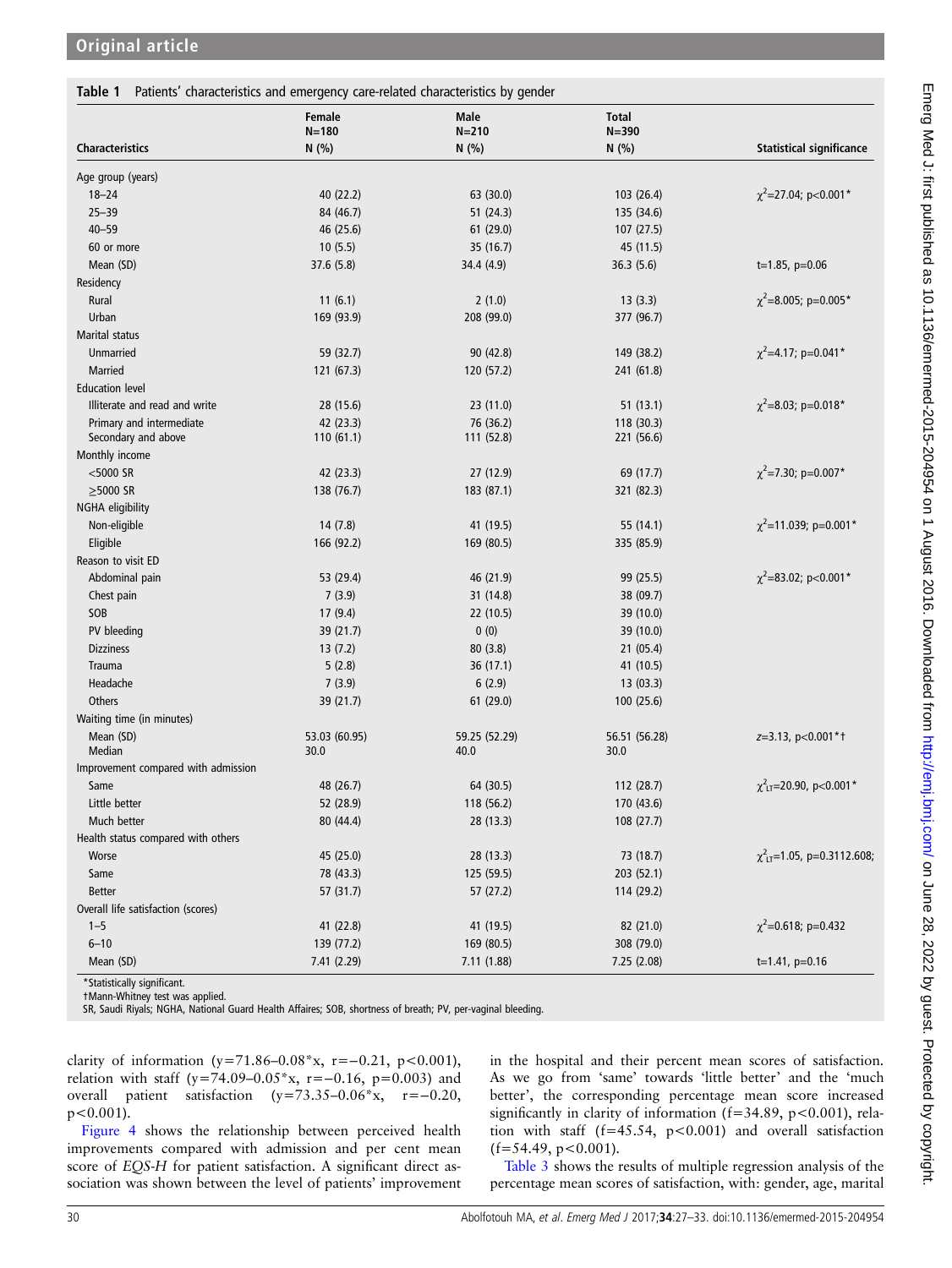**Table 1** Patients' characteristics and emergency care-related characteristics by gender

| Characteristics | Female N=180 N (%) | Male N=210 N (%) | Total N=390 N (%) | Statistical significance |
|---|---|---|---|---|
| Age group (years) | | | | |
| 18–24 | 40 (22.2) | 63 (30.0) | 103 (26.4) | $\chi^2$=27.04; p<0.001* |
| 25–39 | 84 (46.7) | 51 (24.3) | 135 (34.6) | |
| 40–59 | 46 (25.6) | 61 (29.0) | 107 (27.5) | |
| 60 or more | 10 (5.5) | 35 (16.7) | 45 (11.5) | |
| Mean (SD) | 37.6 (5.8) | 34.4 (4.9) | 36.3 (5.6) | t=1.85, p=0.06 |
| Residency | | | | |
| Rural | 11 (6.1) | 2 (1.0) | 13 (3.3) | $\chi^2$=8.005; p=0.005* |
| Urban | 169 (93.9) | 208 (99.0) | 377 (96.7) | |
| Marital status | | | | |
| Unmarried | 59 (32.7) | 90 (42.8) | 149 (38.2) | $\chi^2$=4.17; p=0.041* |
| Married | 121 (67.3) | 120 (57.2) | 241 (61.8) | |
| Education level | | | | |
| Illiterate and read and write | 28 (15.6) | 23 (11.0) | 51 (13.1) | $\chi^2$=8.03; p=0.018* |
| Primary and intermediate | 42 (23.3) | 76 (36.2) | 118 (30.3) | |
| Secondary and above | 110 (61.1) | 111 (52.8) | 221 (56.6) | |
| Monthly income | | | | |
| <5000 SR | 42 (23.3) | 27 (12.9) | 69 (17.7) | $\chi^2$=7.30; p=0.007* |
| ≥5000 SR | 138 (76.7) | 183 (87.1) | 321 (82.3) | |
| NGHA eligibility | | | | |
| Non-eligible | 14 (7.8) | 41 (19.5) | 55 (14.1) | $\chi^2$=11.039; p=0.001* |
| Eligible | 166 (92.2) | 169 (80.5) | 335 (85.9) | |
| Reason to visit ED | | | | |
| Abdominal pain | 53 (29.4) | 46 (21.9) | 99 (25.5) | $\chi^2$=83.02; p<0.001* |
| Chest pain | 7 (3.9) | 31 (14.8) | 38 (09.7) | |
| SOB | 17 (9.4) | 22 (10.5) | 39 (10.0) | |
| PV bleeding | 39 (21.7) | 0 (0) | 39 (10.0) | |
| Dizziness | 13 (7.2) | 80 (3.8) | 21 (05.4) | |
| Trauma | 5 (2.8) | 36 (17.1) | 41 (10.5) | |
| Headache | 7 (3.9) | 6 (2.9) | 13 (03.3) | |
| Others | 39 (21.7) | 61 (29.0) | 100 (25.6) | |
| Waiting time (in minutes) | | | | |
| Mean (SD) | 53.03 (60.95) | 59.25 (52.29) | 56.51 (56.28) | z=3.13, p<0.001*† |
| Median | 30.0 | 40.0 | 30.0 | |
| Improvement compared with admission | | | | |
| Same | 48 (26.7) | 64 (30.5) | 112 (28.7) | $\chi^2_{LT}$=20.90, p<0.001* |
| Little better | 52 (28.9) | 118 (56.2) | 170 (43.6) | |
| Much better | 80 (44.4) | 28 (13.3) | 108 (27.7) | |
| Health status compared with others | | | | |
| Worse | 45 (25.0) | 28 (13.3) | 73 (18.7) | $\chi^2_{LT}$=1.05, p=0.3112.608; |
| Same | 78 (43.3) | 125 (59.5) | 203 (52.1) | |
| Better | 57 (31.7) | 57 (27.2) | 114 (29.2) | |
| Overall life satisfaction (scores) | | | | |
| 1–5 | 41 (22.8) | 41 (19.5) | 82 (21.0) | $\chi^2$=0.618; p=0.432 |
| 6–10 | 139 (77.2) | 169 (80.5) | 308 (79.0) | |
| Mean (SD) | 7.41 (2.29) | 7.11 (1.88) | 7.25 (2.08) | t=1.41, p=0.16 |

*Statistically significant.
†Mann-Whitney test was applied.
SR, Saudi Riyals; NGHA, National Guard Health Affaires; SOB, shortness of breath; PV, per-vaginal bleeding.

clarity of information (y=71.86–0.08*x, r=−0.21, p<0.001), relation with staff (y=74.09–0.05*x, r=−0.16, p=0.003) and overall patient satisfaction (y=73.35–0.06*x, r=−0.20, p<0.001).

Figure 4 shows the relationship between perceived health improvements compared with admission and per cent mean score of *EQS-H* for patient satisfaction. A significant direct association was shown between the level of patients' improvement in the hospital and their percent mean scores of satisfaction. As we go from 'same' towards 'little better' and the 'much better', the corresponding percentage mean score increased significantly in clarity of information (f=34.89, p<0.001), relation with staff (f=45.54, p<0.001) and overall satisfaction (f=54.49, p<0.001).

Table 3 shows the results of multiple regression analysis of the percentage mean scores of satisfaction, with: gender, age, marital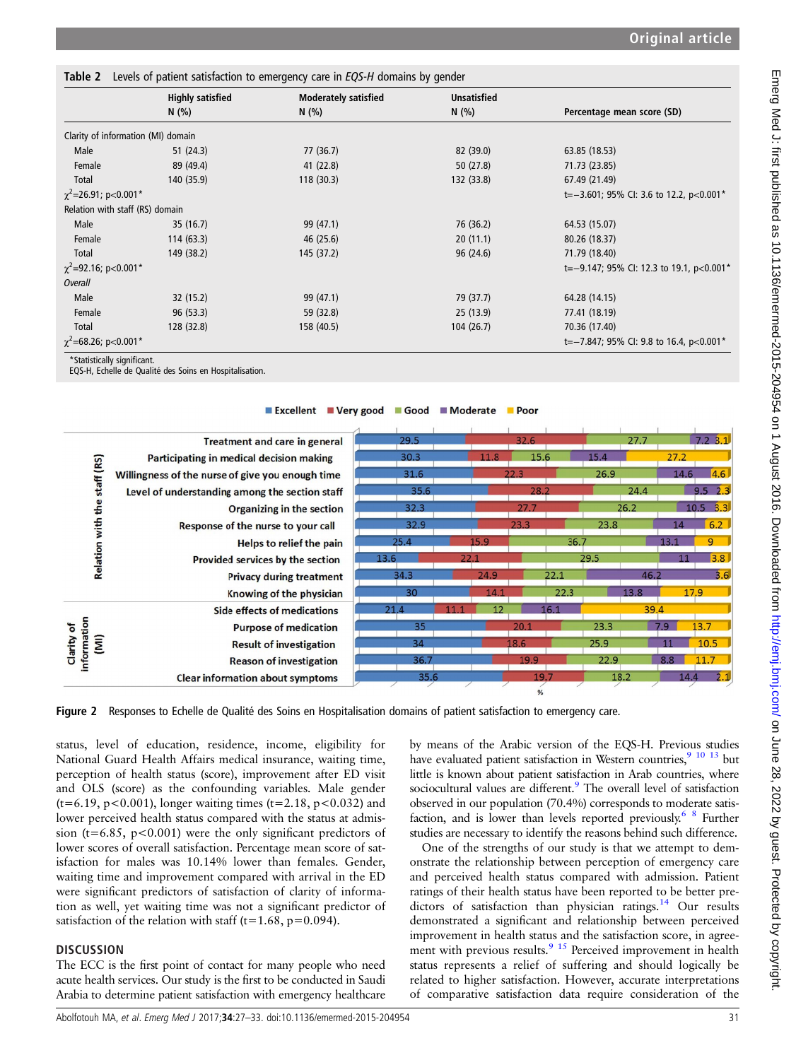**Table 2** Levels of patient satisfaction to emergency care in *EQS-H* domains by gender

| | Highly satisfied N (%) | Moderately satisfied N (%) | Unsatisfied N (%) | Percentage mean score (SD) |
|---|---|---|---|---|
| Clarity of information (MI) domain | | | | |
| Male | 51 (24.3) | 77 (36.7) | 82 (39.0) | 63.85 (18.53) |
| Female | 89 (49.4) | 41 (22.8) | 50 (27.8) | 71.73 (23.85) |
| Total | 140 (35.9) | 118 (30.3) | 132 (33.8) | 67.49 (21.49) |
| $\chi^2$=26.91; p<0.001* | | | | t=−3.601; 95% CI: 3.6 to 12.2, p<0.001* |
| Relation with staff (RS) domain | | | | |
| Male | 35 (16.7) | 99 (47.1) | 76 (36.2) | 64.53 (15.07) |
| Female | 114 (63.3) | 46 (25.6) | 20 (11.1) | 80.26 (18.37) |
| Total | 149 (38.2) | 145 (37.2) | 96 (24.6) | 71.79 (18.40) |
| $\chi^2$=92.16; p<0.001* | | | | t=−9.147; 95% CI: 12.3 to 19.1, p<0.001* |
| *Overall* | | | | |
| Male | 32 (15.2) | 99 (47.1) | 79 (37.7) | 64.28 (14.15) |
| Female | 96 (53.3) | 59 (32.8) | 25 (13.9) | 77.41 (18.19) |
| Total | 128 (32.8) | 158 (40.5) | 104 (26.7) | 70.36 (17.40) |
| $\chi^2$=68.26; p<0.001* | | | | t=−7.847; 95% CI: 9.8 to 16.4, p<0.001* |

*Statistically significant.
EQS-H, Echelle de Qualité des Soins en Hospitalisation.

| Domain | Item | Excellent | Very good | Good | Moderate | Poor |
|---|---|---|---|---|---|---|
| Relation with the staff (RS) | Treatment and care in general | 29.5 | 32.6 | 27.7 | 7.2 | 3.1 |
| | Participating in medical decision making | 30.3 | 11.8 | 15.6 | 15.4 | 27.2 |
| | Willingness of the nurse of give you enough time | 31.6 | 22.3 | 26.9 | 14.6 | 4.6 |
| | Level of understanding among the section staff | 35.6 | 28.2 | 24.4 | 9.5 | 2.3 |
| | Organizing in the section | 32.3 | 27.7 | 26.2 | 10.5 | 3.3 |
| | Response of the nurse to your call | 32.9 | 23.3 | 23.8 | 14 | 6.2 |
| | Helps to relief the pain | 25.4 | 15.9 | 36.7 | 13.1 | 9 |
| | Provided services by the section | 13.6 | 22.1 | 29.5 | 11 | 3.8 |
| | Privacy during treatment | 34.3 | 24.9 | 22.1 | 46.2 | 3.6 |
| | Knowing of the physician | 30 | 14.1 | 22.3 | 13.8 | 17.9 |
| Clarity of information (MI) | Side effects of medications | 21.4 | 11.1 | 12 | 16.1 | 39.4 |
| | Purpose of medication | 35 | 20.1 | 23.3 | 7.9 | 13.7 |
| | Result of investigation | 34 | 18.6 | 25.9 | 11 | 10.5 |
| | Reason of investigation | 36.7 | 19.9 | 22.9 | 8.8 | 11.7 |
| | Clear information about symptoms | 35.6 | 19.7 | 18.2 | 14.4 | 2.1 |

**Figure 2** Responses to Echelle de Qualité des Soins en Hospitalisation domains of patient satisfaction to emergency care.

status, level of education, residence, income, eligibility for National Guard Health Affairs medical insurance, waiting time, perception of health status (score), improvement after ED visit and OLS (score) as the confounding variables. Male gender (t=6.19, p<0.001), longer waiting times (t=2.18, p<0.032) and lower perceived health status compared with the status at admission (t=6.85, p<0.001) were the only significant predictors of lower scores of overall satisfaction. Percentage mean score of satisfaction for males was 10.14% lower than females. Gender, waiting time and improvement compared with arrival in the ED were significant predictors of satisfaction of clarity of information as well, yet waiting time was not a significant predictor of satisfaction of the relation with staff (t=1.68, p=0.094).

## DISCUSSION

The ECC is the first point of contact for many people who need acute health services. Our study is the first to be conducted in Saudi Arabia to determine patient satisfaction with emergency healthcare by means of the Arabic version of the EQS-H. Previous studies have evaluated patient satisfaction in Western countries,[9 10 13] but little is known about patient satisfaction in Arab countries, where sociocultural values are different.[9] The overall level of satisfaction observed in our population (70.4%) corresponds to moderate satisfaction, and is lower than levels reported previously.[6 8] Further studies are necessary to identify the reasons behind such difference.

One of the strengths of our study is that we attempt to demonstrate the relationship between perception of emergency care and perceived health status compared with admission. Patient ratings of their health status have been reported to be better predictors of satisfaction than physician ratings.[14] Our results demonstrated a significant and relationship between perceived improvement in health status and the satisfaction score, in agreement with previous results.[9 15] Perceived improvement in health status represents a relief of suffering and should logically be related to higher satisfaction. However, accurate interpretations of comparative satisfaction data require consideration of the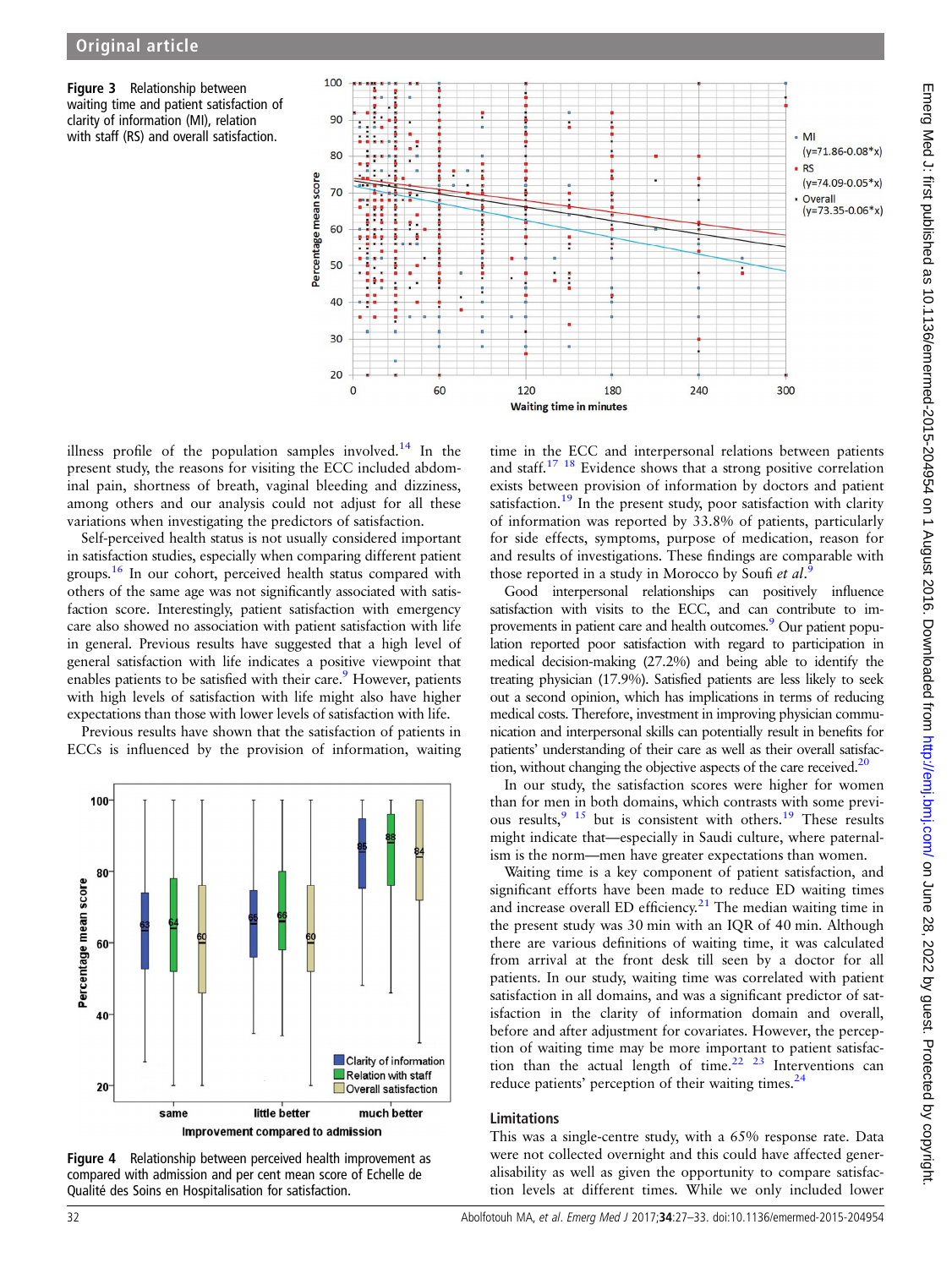Figure 3 Relationship between waiting time and patient satisfaction of clarity of information (MI), relation with staff (RS) and overall satisfaction.

illness profile of the population samples involved.[14] In the present study, the reasons for visiting the ECC included abdominal pain, shortness of breath, vaginal bleeding and dizziness, among others and our analysis could not adjust for all these variations when investigating the predictors of satisfaction.

Self-perceived health status is not usually considered important in satisfaction studies, especially when comparing different patient groups.[16] In our cohort, perceived health status compared with others of the same age was not significantly associated with satisfaction score. Interestingly, patient satisfaction with emergency care also showed no association with patient satisfaction with life in general. Previous results have suggested that a high level of general satisfaction with life indicates a positive viewpoint that enables patients to be satisfied with their care.[9] However, patients with high levels of satisfaction with life might also have higher expectations than those with lower levels of satisfaction with life.

Previous results have shown that the satisfaction of patients in ECCs is influenced by the provision of information, waiting time in the ECC and interpersonal relations between patients and staff.[17 18] Evidence shows that a strong positive correlation exists between provision of information by doctors and patient satisfaction.[19] In the present study, poor satisfaction with clarity of information was reported by 33.8% of patients, particularly for side effects, symptoms, purpose of medication, reason for and results of investigations. These findings are comparable with those reported in a study in Morocco by Soufi *et al*.[9]

Good interpersonal relationships can positively influence satisfaction with visits to the ECC, and can contribute to improvements in patient care and health outcomes.[9] Our patient population reported poor satisfaction with regard to participation in medical decision-making (27.2%) and being able to identify the treating physician (17.9%). Satisfied patients are less likely to seek out a second opinion, which has implications in terms of reducing medical costs. Therefore, investment in improving physician communication and interpersonal skills can potentially result in benefits for patients' understanding of their care as well as their overall satisfaction, without changing the objective aspects of the care received.[20]

In our study, the satisfaction scores were higher for women than for men in both domains, which contrasts with some previous results,[9 15] but is consistent with others.[19] These results might indicate that—especially in Saudi culture, where paternalism is the norm—men have greater expectations than women.

Waiting time is a key component of patient satisfaction, and significant efforts have been made to reduce ED waiting times and increase overall ED efficiency.[21] The median waiting time in the present study was 30 min with an IQR of 40 min. Although there are various definitions of waiting time, it was calculated from arrival at the front desk till seen by a doctor for all patients. In our study, waiting time was correlated with patient satisfaction in all domains, and was a significant predictor of satisfaction in the clarity of information domain and overall, before and after adjustment for covariates. However, the perception of waiting time may be more important to patient satisfaction than the actual length of time.[22 23] Interventions can reduce patients' perception of their waiting times.[24]

Figure 4 Relationship between perceived health improvement as compared with admission and per cent mean score of Echelle de Qualité des Soins en Hospitalisation for satisfaction.

## Limitations

This was a single-centre study, with a 65% response rate. Data were not collected overnight and this could have affected generalisability as well as given the opportunity to compare satisfaction levels at different times. While we only included lower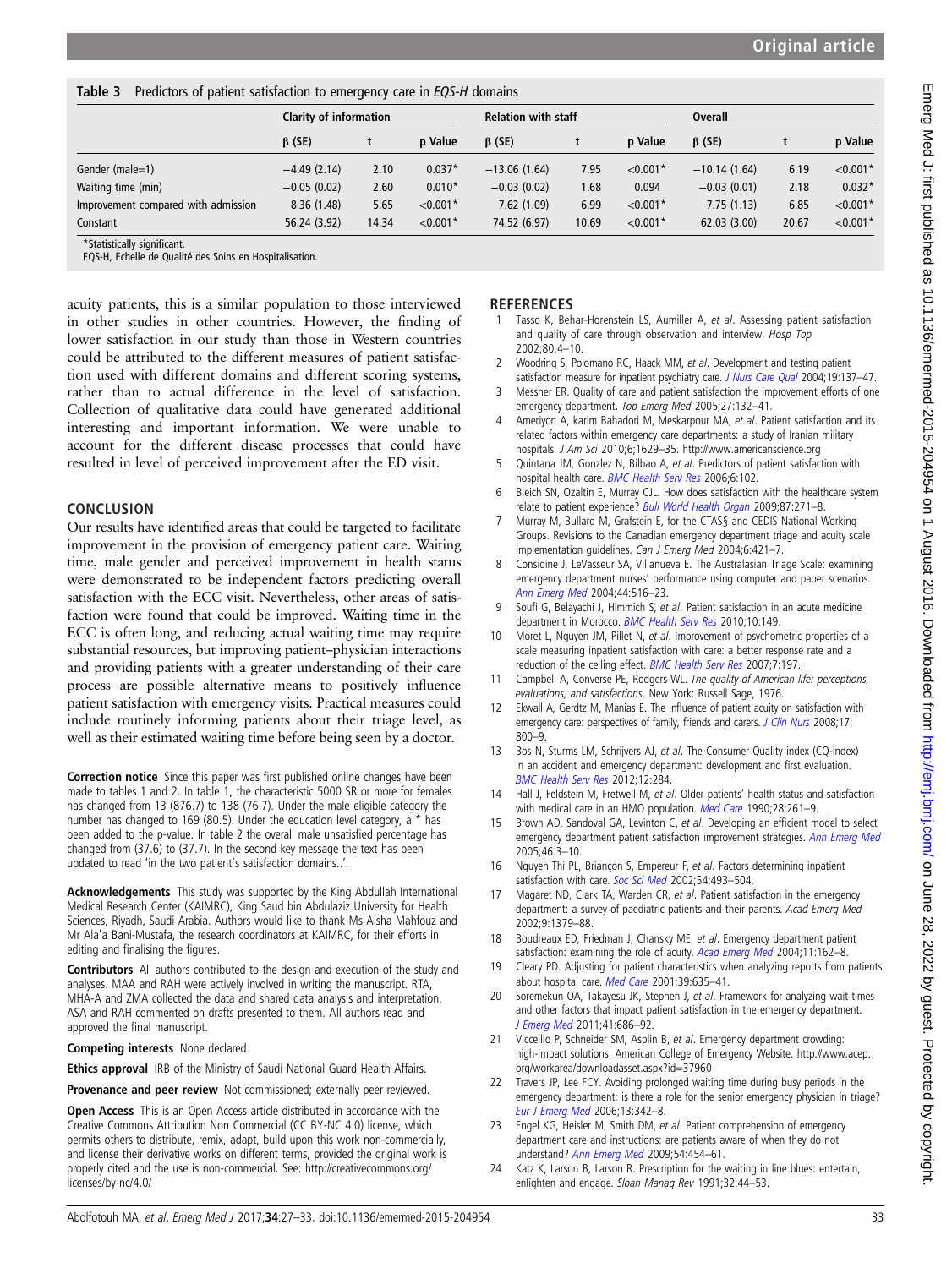**Table 3** Predictors of patient satisfaction to emergency care in *EQS-H* domains

| | Clarity of information | | | Relation with staff | | | Overall | | |
|---|---|---|---|---|---|---|---|---|---|
| | β (SE) | t | p Value | β (SE) | t | p Value | β (SE) | t | p Value |
| Gender (male=1) | −4.49 (2.14) | 2.10 | 0.037* | −13.06 (1.64) | 7.95 | <0.001* | −10.14 (1.64) | 6.19 | <0.001* |
| Waiting time (min) | −0.05 (0.02) | 2.60 | 0.010* | −0.03 (0.02) | 1.68 | 0.094 | −0.03 (0.01) | 2.18 | 0.032* |
| Improvement compared with admission | 8.36 (1.48) | 5.65 | <0.001* | 7.62 (1.09) | 6.99 | <0.001* | 7.75 (1.13) | 6.85 | <0.001* |
| Constant | 56.24 (3.92) | 14.34 | <0.001* | 74.52 (6.97) | 10.69 | <0.001* | 62.03 (3.00) | 20.67 | <0.001* |

*Statistically significant.
EQS-H, Echelle de Qualité des Soins en Hospitalisation.

acuity patients, this is a similar population to those interviewed in other studies in other countries. However, the finding of lower satisfaction in our study than those in Western countries could be attributed to the different measures of patient satisfaction used with different domains and different scoring systems, rather than to actual difference in the level of satisfaction. Collection of qualitative data could have generated additional interesting and important information. We were unable to account for the different disease processes that could have resulted in level of perceived improvement after the ED visit.

## CONCLUSION

Our results have identified areas that could be targeted to facilitate improvement in the provision of emergency patient care. Waiting time, male gender and perceived improvement in health status were demonstrated to be independent factors predicting overall satisfaction with the ECC visit. Nevertheless, other areas of satisfaction were found that could be improved. Waiting time in the ECC is often long, and reducing actual waiting time may require substantial resources, but improving patient–physician interactions and providing patients with a greater understanding of their care process are possible alternative means to positively influence patient satisfaction with emergency visits. Practical measures could include routinely informing patients about their triage level, as well as their estimated waiting time before being seen by a doctor.

**Correction notice** Since this paper was first published online changes have been made to tables 1 and 2. In table 1, the characteristic 5000 SR or more for females has changed from 13 (876.7) to 138 (76.7). Under the male eligible category the number has changed to 169 (80.5). Under the education level category, a * has been added to the p-value. In table 2 the overall male unsatisfied percentage has changed from (37.6) to (37.7). In the second key message the text has been updated to read 'in the two patient's satisfaction domains..'.

**Acknowledgements** This study was supported by the King Abdullah International Medical Research Center (KAIMRC), King Saud bin Abdulaziz University for Health Sciences, Riyadh, Saudi Arabia. Authors would like to thank Ms Aisha Mahfouz and Mr Ala'a Bani-Mustafa, the research coordinators at KAIMRC, for their efforts in editing and finalising the figures.

**Contributors** All authors contributed to the design and execution of the study and analyses. MAA and RAH were actively involved in writing the manuscript. RTA, MHA-A and ZMA collected the data and shared data analysis and interpretation. ASA and RAH commented on drafts presented to them. All authors read and approved the final manuscript.

**Competing interests** None declared.

**Ethics approval** IRB of the Ministry of Saudi National Guard Health Affairs.

**Provenance and peer review** Not commissioned; externally peer reviewed.

**Open Access** This is an Open Access article distributed in accordance with the Creative Commons Attribution Non Commercial (CC BY-NC 4.0) license, which permits others to distribute, remix, adapt, build upon this work non-commercially, and license their derivative works on different terms, provided the original work is properly cited and the use is non-commercial. See: http://creativecommons.org/licenses/by-nc/4.0/

## REFERENCES

1. Tasso K, Behar-Horenstein LS, Aumiller A, *et al*. Assessing patient satisfaction and quality of care through observation and interview. *Hosp Top* 2002;80:4–10.
2. Woodring S, Polomano RC, Haack MM, *et al*. Development and testing patient satisfaction measure for inpatient psychiatry care. *J Nurs Care Qual* 2004;19:137–47.
3. Messner ER. Quality of care and patient satisfaction the improvement efforts of one emergency department. *Top Emerg Med* 2005;27:132–41.
4. Ameriyon A, karim Bahadori M, Meskarpour MA, *et al*. Patient satisfaction and its related factors within emergency care departments: a study of Iranian military hospitals. *J Am Sci* 2010;6;1629–35. http://www.americanscience.org
5. Quintana JM, Gonzlez N, Bilbao A, *et al*. Predictors of patient satisfaction with hospital health care. *BMC Health Serv Res* 2006;6:102.
6. Bleich SN, Ozaltin E, Murray CJL. How does satisfaction with the healthcare system relate to patient experience? *Bull World Health Organ* 2009;87:271–8.
7. Murray M, Bullard M, Grafstein E, for the CTAS§ and CEDIS National Working Groups. Revisions to the Canadian emergency department triage and acuity scale implementation guidelines. *Can J Emerg Med* 2004;6:421–7.
8. Considine J, LeVasseur SA, Villanueva E. The Australasian Triage Scale: examining emergency department nurses' performance using computer and paper scenarios. *Ann Emerg Med* 2004;44:516–23.
9. Soufi G, Belayachi J, Himmich S, *et al*. Patient satisfaction in an acute medicine department in Morocco. *BMC Health Serv Res* 2010;10:149.
10. Moret L, Nguyen JM, Pillet N, *et al*. Improvement of psychometric properties of a scale measuring inpatient satisfaction with care: a better response rate and a reduction of the ceiling effect. *BMC Health Serv Res* 2007;7:197.
11. Campbell A, Converse PE, Rodgers WL. *The quality of American life: perceptions, evaluations, and satisfactions*. New York: Russell Sage, 1976.
12. Ekwall A, Gerdtz M, Manias E. The influence of patient acuity on satisfaction with emergency care: perspectives of family, friends and carers. *J Clin Nurs* 2008;17:800–9.
13. Bos N, Sturms LM, Schrijvers AJ, *et al*. The Consumer Quality index (CQ-index) in an accident and emergency department: development and first evaluation. *BMC Health Serv Res* 2012;12:284.
14. Hall J, Feldstein M, Fretwell M, *et al*. Older patients' health status and satisfaction with medical care in an HMO population. *Med Care* 1990;28:261–9.
15. Brown AD, Sandoval GA, Levinton C, *et al*. Developing an efficient model to select emergency department patient satisfaction improvement strategies. *Ann Emerg Med* 2005;46:3–10.
16. Nguyen Thi PL, Briançon S, Empereur F, *et al*. Factors determining inpatient satisfaction with care. *Soc Sci Med* 2002;54:493–504.
17. Magaret ND, Clark TA, Warden CR, *et al*. Patient satisfaction in the emergency department: a survey of paediatric patients and their parents. *Acad Emerg Med* 2002;9:1379–88.
18. Boudreaux ED, Friedman J, Chansky ME, *et al*. Emergency department patient satisfaction: examining the role of acuity. *Acad Emerg Med* 2004;11:162–8.
19. Cleary PD. Adjusting for patient characteristics when analyzing reports from patients about hospital care. *Med Care* 2001;39:635–41.
20. Soremekun OA, Takayesu JK, Stephen J, *et al*. Framework for analyzing wait times and other factors that impact patient satisfaction in the emergency department. *J Emerg Med* 2011;41:686–92.
21. Viccellio P, Schneider SM, Asplin B, *et al*. Emergency department crowding: high-impact solutions. American College of Emergency Website. http://www.acep.org/workarea/downloadasset.aspx?id=37960
22. Travers JP, Lee FCY. Avoiding prolonged waiting time during busy periods in the emergency department: is there a role for the senior emergency physician in triage? *Eur J Emerg Med* 2006;13:342–8.
23. Engel KG, Heisler M, Smith DM, *et al*. Patient comprehension of emergency department care and instructions: are patients aware of when they do not understand? *Ann Emerg Med* 2009;54:454–61.
24. Katz K, Larson B, Larson R. Prescription for the waiting in line blues: entertain, enlighten and engage. *Sloan Manag Rev* 1991;32:44–53.